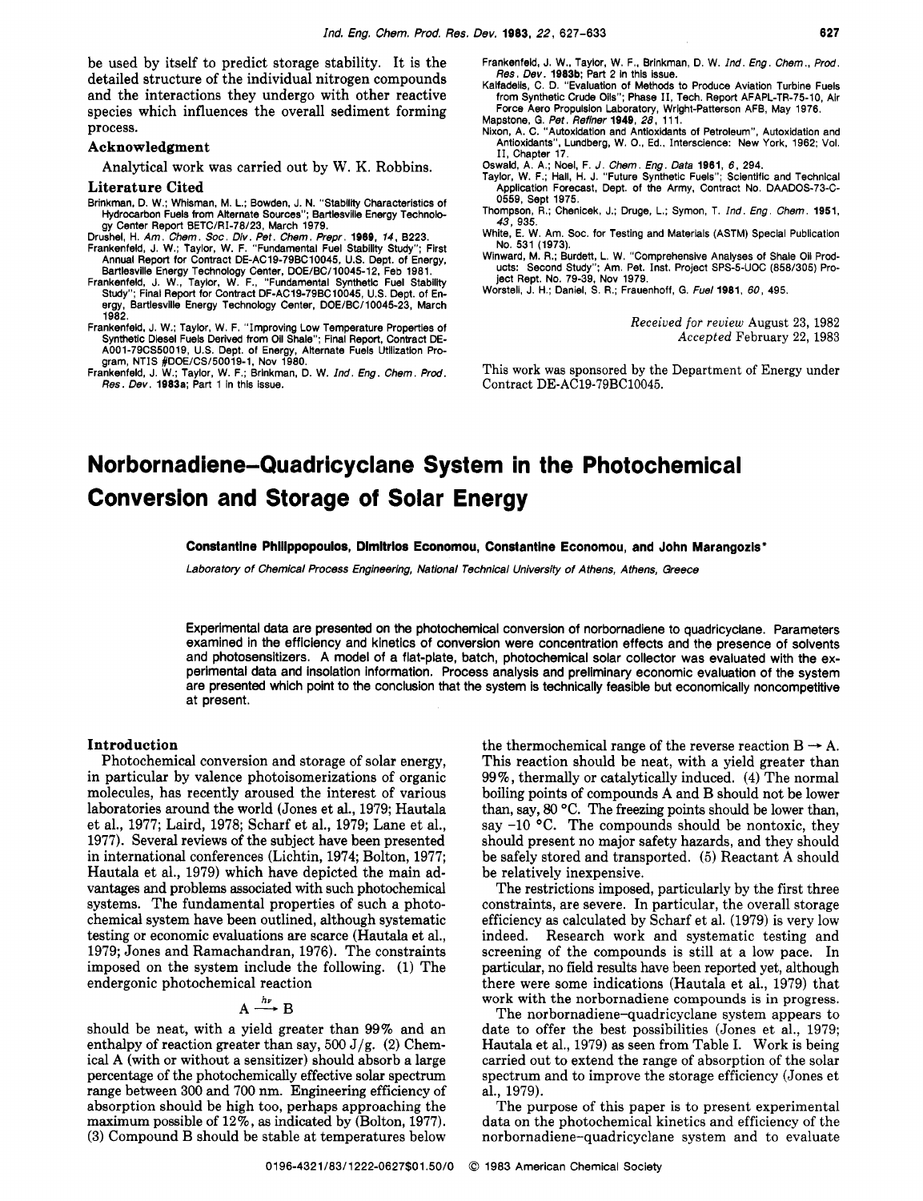be used by itself to predict storage stability. It is the detailed structure of the individual nitrogen compounds and the interactions they undergo with other reactive species which influences the overall sediment forming process.

## Acknowledgment

Analytical work was carried out by W. K. Robbins.

## Literature Cited

Brinkman, D. W.; Whisman, M. L.; Bowden, J. N. "Stability Characteristics of Hydrocarbon Fuels from Alternate Sources"; Bartlesville Energy Technology Center Report BETC/RI-78/23, March 1979.
Drushel, H. *Am. Chem. Soc. Div. Pet. Chem. Prepr.* **1969**, *14*, B223.
Frankenfeld, J. W.; Taylor, W. F. "Fundamental Fuel Stability Study"; First Annual Report for Contract DE-AC19-79BC10045, U.S. Dept. of Energy, Bartlesville Energy Technology Center, DOE/BC/10045-12, Feb 1981.
Frankenfeld, J. W., Taylor, W. F., "Fundamental Synthetic Fuel Stability Study"; Final Report for Contract DF-AC19-79BC10045, U.S. Dept. of Energy, Bartlesville Energy Technology Center, DOE/BC/10045-23, March 1982.
Frankenfeld, J. W.; Taylor, W. F. "Improving Low Temperature Properties of Synthetic Diesel Fuels Derived from Oil Shale"; Final Report, Contract DE-A001-79CS50019, U.S. Dept. of Energy, Alternate Fuels Utilization Program, NTIS #DOE/CS/50019-1, Nov 1980.
Frankenfeld, J. W.; Taylor, W. F.; Brinkman, D. W. *Ind. Eng. Chem. Prod. Res. Dev.* **1983a**; Part 1 in this issue.
Frankenfeld, J. W., Taylor, W. F., Brinkman, D. W. *Ind. Eng. Chem., Prod. Res. Dev.* **1983b**; Part 2 in this issue.
Kalfadelis, C. D. "Evaluation of Methods to Produce Aviation Turbine Fuels from Synthetic Crude Oils"; Phase II, Tech. Report AFAPL-TR-75-10, Air Force Aero Propulsion Laboratory, Wright-Patterson AFB, May 1976.
Mapstone, G. *Pet. Refiner* **1949**, *28*, 111.
Nixon, A. C. "Autoxidation and Antioxidants of Petroleum", Autoxidation and Antioxidants", Lundberg, W. O., Ed., Interscience: New York, 1962; Vol. II, Chapter 17.
Oswald, A. A.; Noel, F. *J. Chem. Eng. Data* **1961**, *6*, 294.
Taylor, W. F.; Hall, H. J. "Future Synthetic Fuels"; Scientific and Technical Application Forecast, Dept. of the Army, Contract No. DAADOS-73-C-0559, Sept 1975.
Thompson, R.; Chenicek, J.; Druge, L.; Symon, T. *Ind. Eng. Chem.* **1951**, *43*, 935.
White, E. W. Am. Soc. for Testing and Materials (ASTM) Special Publication No. 531 (1973).
Winward, M. R.; Burdett, L. W. "Comprehensive Analyses of Shale Oil Products: Second Study"; Am. Pet. Inst. Project SPS-5-UOC (858/305) Project Rept. No. 79-39, Nov 1979.
Worstell, J. H.; Daniel, S. R.; Frauenhoff, G. *Fuel* **1981**, *60*, 495.

*Received for review* August 23, 1982
*Accepted* February 22, 1983

This work was sponsored by the Department of Energy under Contract DE-AC19-79BC10045.

# Norbornadiene–Quadricyclane System in the Photochemical Conversion and Storage of Solar Energy

**Constantine Philippopoulos, Dimitrios Economou, Constantine Economou, and John Marangozis***

*Laboratory of Chemical Process Engineering, National Technical University of Athens, Athens, Greece*

Experimental data are presented on the photochemical conversion of norbornadiene to quadricyclane. Parameters examined in the efficiency and kinetics of conversion were concentration effects and the presence of solvents and photosensitizers. A model of a flat-plate, batch, photochemical solar collector was evaluated with the experimental data and insolation information. Process analysis and preliminary economic evaluation of the system are presented which point to the conclusion that the system is technically feasible but economically noncompetitive at present.

## Introduction

Photochemical conversion and storage of solar energy, in particular by valence photoisomerizations of organic molecules, has recently aroused the interest of various laboratories around the world (Jones et al., 1979; Hautala et al., 1977; Laird, 1978; Scharf et al., 1979; Lane et al., 1977). Several reviews of the subject have been presented in international conferences (Lichtin, 1974; Bolton, 1977; Hautala et al., 1979) which have depicted the main advantages and problems associated with such photochemical systems. The fundamental properties of such a photochemical system have been outlined, although systematic testing or economic evaluations are scarce (Hautala et al., 1979; Jones and Ramachandran, 1976). The constraints imposed on the system include the following. (1) The endergonic photochemical reaction

$$A \xrightarrow{h\nu} B$$

should be neat, with a yield greater than 99% and an enthalpy of reaction greater than say, 500 J/g. (2) Chemical A (with or without a sensitizer) should absorb a large percentage of the photochemically effective solar spectrum range between 300 and 700 nm. Engineering efficiency of absorption should be high too, perhaps approaching the maximum possible of 12%, as indicated by (Bolton, 1977). (3) Compound B should be stable at temperatures below the thermochemical range of the reverse reaction B → A. This reaction should be neat, with a yield greater than 99%, thermally or catalytically induced. (4) The normal boiling points of compounds A and B should not be lower than, say, 80 °C. The freezing points should be lower than, say −10 °C. The compounds should be nontoxic, they should present no major safety hazards, and they should be safely stored and transported. (5) Reactant A should be relatively inexpensive.

The restrictions imposed, particularly by the first three constraints, are severe. In particular, the overall storage efficiency as calculated by Scharf et al. (1979) is very low indeed. Research work and systematic testing and screening of the compounds is still at a low pace. In particular, no field results have been reported yet, although there were some indications (Hautala et al., 1979) that work with the norbornadiene compounds is in progress.

The norbornadiene–quadricyclane system appears to date to offer the best possibilities (Jones et al., 1979; Hautala et al., 1979) as seen from Table I. Work is being carried out to extend the range of absorption of the solar spectrum and to improve the storage efficiency (Jones et al., 1979).

The purpose of this paper is to present experimental data on the photochemical kinetics and efficiency of the norbornadiene–quadricyclane system and to evaluate

0196-4321/83/1222-0627$01.50/0 © 1983 American Chemical Society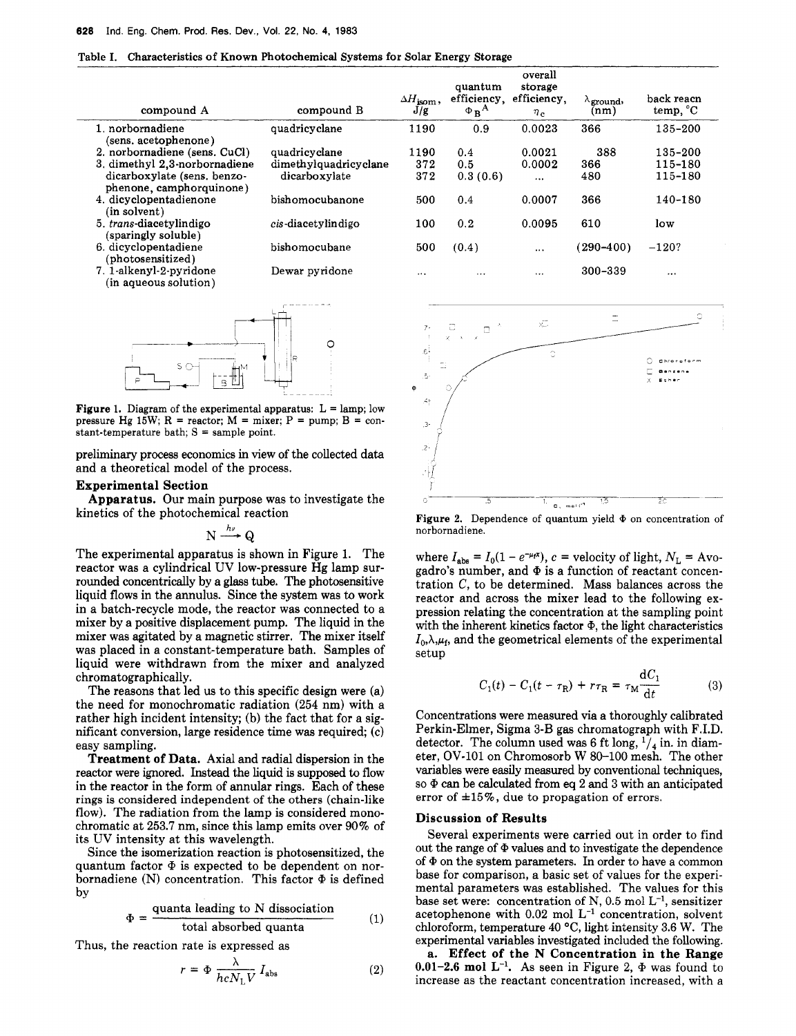Table I. Characteristics of Known Photochemical Systems for Solar Energy Storage

| compound A | compound B | $\Delta H_{isom}$, J/g | quantum efficiency, $\Phi_B{}^A$ | overall storage efficiency, $\eta_c$ | $\lambda_{ground}$, (nm) | back reacn temp, °C |
|---|---|---|---|---|---|---|
| 1. norbornadiene (sens. acetophenone) | quadricyclane | 1190 | 0.9 | 0.0023 | 366 | 135-200 |
| 2. norbornadiene (sens. CuCl) | quadricyclane | 1190 | 0.4 | 0.0021 | 388 | 135-200 |
| 3. dimethyl 2,3-norbornadiene dicarboxylate (sens. benzophenone, camphorquinone) | dimethylquadricyclane dicarboxylate | 372 | 0.5 | 0.0002 | 366 | 115-180 |
| | | 372 | 0.3 (0.6) | ... | 480 | 115-180 |
| 4. dicyclopentadienone (in solvent) | bishomocubanone | 500 | 0.4 | 0.0007 | 366 | 140-180 |
| 5. *trans*-diacetylindigo (sparingly soluble) | *cis*-diacetylindigo | 100 | 0.2 | 0.0095 | 610 | low |
| 6. dicyclopentadiene (photosensitized) | bishomocubane | 500 | (0.4) | ... | (290-400) | -120? |
| 7. 1-alkenyl-2-pyridone (in aqueous solution) | Dewar pyridone | ... | ... | ... | 300-339 | ... |

Figure 1. Diagram of the experimental apparatus: L = lamp; low pressure Hg 15W; R = reactor; M = mixer; P = pump; B = constant-temperature bath; S = sample point.

preliminary process economics in view of the collected data and a theoretical model of the process.

## Experimental Section

**Apparatus.** Our main purpose was to investigate the kinetics of the photochemical reaction

$$N \xrightarrow{h\nu} Q$$

The experimental apparatus is shown in Figure 1. The reactor was a cylindrical UV low-pressure Hg lamp surrounded concentrically by a glass tube. The photosensitive liquid flows in the annulus. Since the system was to work in a batch-recycle mode, the reactor was connected to a mixer by a positive displacement pump. The liquid in the mixer was agitated by a magnetic stirrer. The mixer itself was placed in a constant-temperature bath. Samples of liquid were withdrawn from the mixer and analyzed chromatographically.

The reasons that led us to this specific design were (a) the need for monochromatic radiation (254 nm) with a rather high incident intensity; (b) the fact that for a significant conversion, large residence time was required; (c) easy sampling.

**Treatment of Data.** Axial and radial dispersion in the reactor were ignored. Instead the liquid is supposed to flow in the reactor in the form of annular rings. Each of these rings is considered independent of the others (chain-like flow). The radiation from the lamp is considered monochromatic at 253.7 nm, since this lamp emits over 90% of its UV intensity at this wavelength.

Since the isomerization reaction is photosensitized, the quantum factor $\Phi$ is expected to be dependent on norbornadiene (N) concentration. This factor $\Phi$ is defined by

$$\Phi = \frac{\text{quanta leading to N dissociation}}{\text{total absorbed quanta}} \tag{1}$$

Thus, the reaction rate is expressed as

$$r = \Phi \frac{\lambda}{hcN_L V} I_{abs} \tag{2}$$

Figure 2. Dependence of quantum yield $\Phi$ on concentration of norbornadiene.

where $I_{abs} = I_0(1 - e^{-\mu_f x})$, $c$ = velocity of light, $N_L$ = Avogadro's number, and $\Phi$ is a function of reactant concentration $C$, to be determined. Mass balances across the reactor and across the mixer lead to the following expression relating the concentration at the sampling point with the inherent kinetics factor $\Phi$, the light characteristics $I_0, \lambda, \mu_f$, and the geometrical elements of the experimental setup

$$C_1(t) - C_1(t - \tau_R) + r\tau_R = \tau_M \frac{dC_1}{dt} \tag{3}$$

Concentrations were measured via a thoroughly calibrated Perkin-Elmer, Sigma 3-B gas chromatograph with F.I.D. detector. The column used was 6 ft long, 1/4 in. in diameter, OV-101 on Chromosorb W 80–100 mesh. The other variables were easily measured by conventional techniques, so $\Phi$ can be calculated from eq 2 and 3 with an anticipated error of ±15%, due to propagation of errors.

## Discussion of Results

Several experiments were carried out in order to find out the range of $\Phi$ values and to investigate the dependence of $\Phi$ on the system parameters. In order to have a common base for comparison, a basic set of values for the experimental parameters was established. The values for this base set were: concentration of N, 0.5 mol $L^{-1}$, sensitizer acetophenone with 0.02 mol $L^{-1}$ concentration, solvent chloroform, temperature 40 °C, light intensity 3.6 W. The experimental variables investigated included the following.

**a. Effect of the N Concentration in the Range 0.01–2.6 mol $L^{-1}$.** As seen in Figure 2, $\Phi$ was found to increase as the reactant concentration increased, with a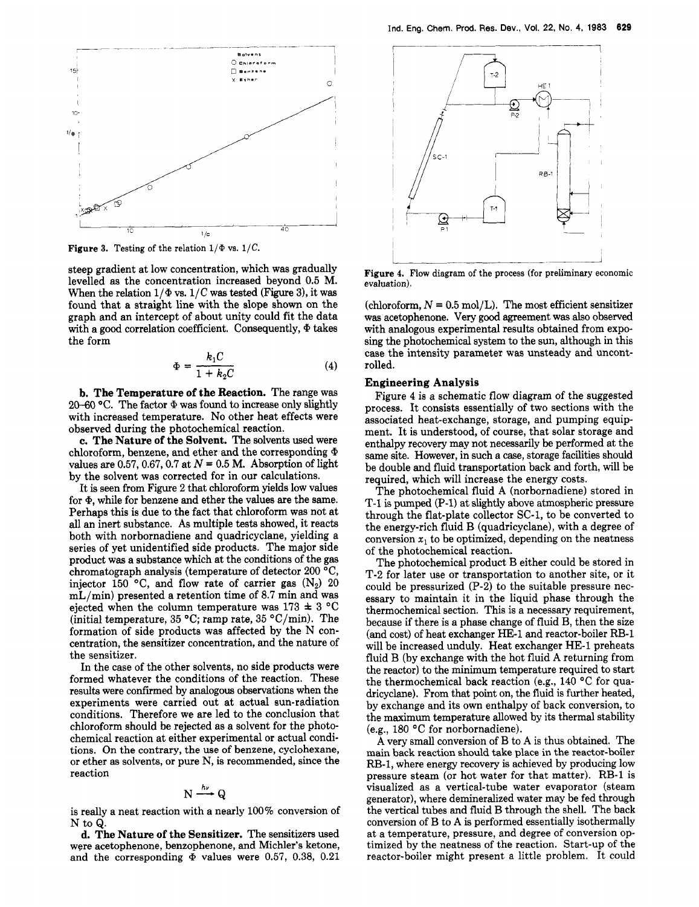Figure 3. Testing of the relation $1/\Phi$ vs. $1/C$.

steep gradient at low concentration, which was gradually levelled as the concentration increased beyond 0.5 M. When the relation $1/\Phi$ vs. $1/C$ was tested (Figure 3), it was found that a straight line with the slope shown on the graph and an intercept of about unity could fit the data with a good correlation coefficient. Consequently, $\Phi$ takes the form

$$\Phi = \frac{k_1 C}{1 + k_2 C} \tag{4}$$

**b. The Temperature of the Reaction.** The range was 20–60 °C. The factor $\Phi$ was found to increase only slightly with increased temperature. No other heat effects were observed during the photochemical reaction.

**c. The Nature of the Solvent.** The solvents used were chloroform, benzene, and ether and the corresponding $\Phi$ values are 0.57, 0.67, 0.7 at $N = 0.5$ M. Absorption of light by the solvent was corrected for in our calculations.

It is seen from Figure 2 that chloroform yields low values for $\Phi$, while for benzene and ether the values are the same. Perhaps this is due to the fact that chloroform was not at all an inert substance. As multiple tests showed, it reacts both with norbornadiene and quadricyclane, yielding a series of yet unidentified side products. The major side product was a substance which at the conditions of the gas chromatograph analysis (temperature of detector 200 °C, injector 150 °C, and flow rate of carrier gas ($N_2$) 20 mL/min) presented a retention time of 8.7 min and was ejected when the column temperature was 173 ± 3 °C (initial temperature, 35 °C; ramp rate, 35 °C/min). The formation of side products was affected by the N concentration, the sensitizer concentration, and the nature of the sensitizer.

In the case of the other solvents, no side products were formed whatever the conditions of the reaction. These results were confirmed by analogous observations when the experiments were carried out at actual sun-radiation conditions. Therefore we are led to the conclusion that chloroform should be rejected as a solvent for the photochemical reaction at either experimental or actual conditions. On the contrary, the use of benzene, cyclohexane, or ether as solvents, or pure N, is recommended, since the reaction

$$\mathrm{N} \xrightarrow{h\nu} \mathrm{Q}$$

is really a neat reaction with a nearly 100% conversion of N to Q.

**d. The Nature of the Sensitizer.** The sensitizers used were acetophenone, benzophenone, and Michler's ketone, and the corresponding $\Phi$ values were 0.57, 0.38, 0.21 (chloroform, $N = 0.5$ mol/L). The most efficient sensitizer was acetophenone. Very good agreement was also observed with analogous experimental results obtained from exposing the photochemical system to the sun, although in this case the intensity parameter was unsteady and uncontrolled.

Figure 4. Flow diagram of the process (for preliminary economic evaluation).

## Engineering Analysis

Figure 4 is a schematic flow diagram of the suggested process. It consists essentially of two sections with the associated heat-exchange, storage, and pumping equipment. It is understood, of course, that solar storage and enthalpy recovery may not necessarily be performed at the same site. However, in such a case, storage facilities should be double and fluid transportation back and forth, will be required, which will increase the energy costs.

The photochemical fluid A (norbornadiene) stored in T-1 is pumped (P-1) at slightly above atmospheric pressure through the flat-plate collector SC-1, to be converted to the energy-rich fluid B (quadricyclane), with a degree of conversion $x_1$ to be optimized, depending on the neatness of the photochemical reaction.

The photochemical product B either could be stored in T-2 for later use or transportation to another site, or it could be pressurized (P-2) to the suitable pressure necessary to maintain it in the liquid phase through the thermochemical section. This is a necessary requirement, because if there is a phase change of fluid B, then the size (and cost) of heat exchanger HE-1 and reactor-boiler RB-1 will be increased unduly. Heat exchanger HE-1 preheats fluid B (by exchange with the hot fluid A returning from the reactor) to the minimum temperature required to start the thermochemical back reaction (e.g., 140 °C for quadricyclane). From that point on, the fluid is further heated, by exchange and its own enthalpy of back conversion, to the maximum temperature allowed by its thermal stability (e.g., 180 °C for norbornadiene).

A very small conversion of B to A is thus obtained. The main back reaction should take place in the reactor-boiler RB-1, where energy recovery is achieved by producing low pressure steam (or hot water for that matter). RB-1 is visualized as a vertical-tube water evaporator (steam generator), where demineralized water may be fed through the vertical tubes and fluid B through the shell. The back conversion of B to A is performed essentially isothermally at a temperature, pressure, and degree of conversion optimized by the neatness of the reaction. Start-up of the reactor-boiler might present a little problem. It could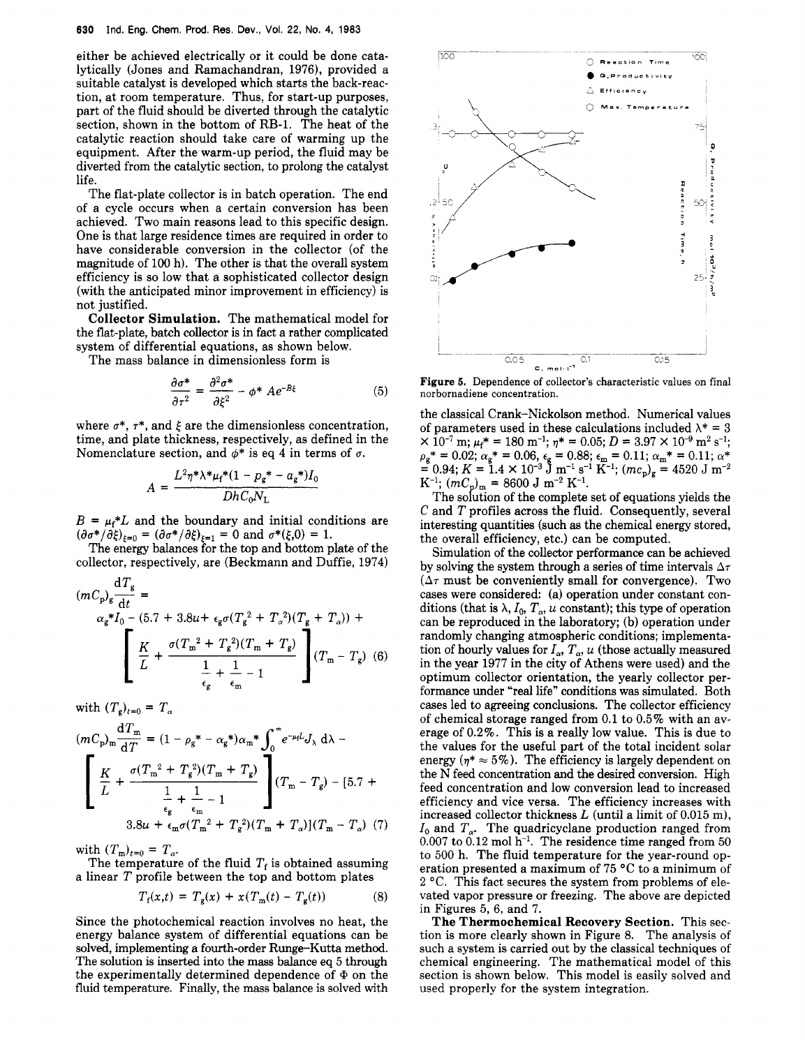either be achieved electrically or it could be done catalytically (Jones and Ramachandran, 1976), provided a suitable catalyst is developed which starts the back-reaction, at room temperature. Thus, for start-up purposes, part of the fluid should be diverted through the catalytic section, shown in the bottom of RB-1. The heat of the catalytic reaction should take care of warming up the equipment. After the warm-up period, the fluid may be diverted from the catalytic section, to prolong the catalyst life.

The flat-plate collector is in batch operation. The end of a cycle occurs when a certain conversion has been achieved. Two main reasons lead to this specific design. One is that large residence times are required in order to have considerable conversion in the collector (of the magnitude of 100 h). The other is that the overall system efficiency is so low that a sophisticated collector design (with the anticipated minor improvement in efficiency) is not justified.

**Collector Simulation.** The mathematical model for the flat-plate, batch collector is in fact a rather complicated system of differential equations, as shown below.

The mass balance in dimensionless form is

$$\frac{\partial \sigma^*}{\partial \tau^2} = \frac{\partial^2 \sigma^*}{\partial \xi^2} - \phi^* A e^{-B\xi} \quad (5)$$

where $\sigma^*$, $\tau^*$, and $\xi$ are the dimensionless concentration, time, and plate thickness, respectively, as defined in the Nomenclature section, and $\phi^*$ is eq 4 in terms of $\sigma$.

$$A = \frac{L^2 \eta^* \lambda^* \mu_f^* (1 - \rho_g^* - \alpha_g^*) I_0}{D h C_0 N_L}$$

$B = \mu_f^* L$ and the boundary and initial conditions are $(\partial\sigma^*/\partial\xi)_{\xi=0} = (\partial\sigma^*/\partial\xi)_{\xi=1} = 0$ and $\sigma^*(\xi,0) = 1$.

The energy balances for the top and bottom plate of the collector, respectively, are (Beckmann and Duffie, 1974)

$$(mC_p)_g \frac{dT_g}{dt} = \alpha_g^* I_0 - (5.7 + 3.8u + \epsilon_g \sigma(T_g^2 + T_\alpha^2)(T_g + T_\alpha)) + \left[\frac{K}{L} + \frac{\sigma(T_m^2 + T_g^2)(T_m + T_g)}{\frac{1}{\epsilon_g} + \frac{1}{\epsilon_m} - 1}\right](T_m - T_g) \quad (6)$$

with $(T_g)_{t=0} = T_\alpha$

$$(mC_p)_m \frac{dT_m}{dT} = (1 - \rho_g^* - \alpha_g^*)\alpha_m^* \int_0^\infty e^{-\mu_f L} J_\lambda \, d\lambda - \left[\frac{K}{L} + \frac{\sigma(T_m^2 + T_g^2)(T_m + T_g)}{\frac{1}{\epsilon_g} + \frac{1}{\epsilon_m} - 1}\right](T_m - T_g) - [5.7 + 3.8u + \epsilon_m \sigma(T_m^2 + T_g^2)(T_m + T_\alpha)](T_m - T_\alpha) \quad (7)$$

with $(T_m)_{t=0} = T_\alpha$.

The temperature of the fluid $T_f$ is obtained assuming a linear $T$ profile between the top and bottom plates

$$T_f(x,t) = T_g(x) + x(T_m(t) - T_g(t)) \quad (8)$$

Since the photochemical reaction involves no heat, the energy balance system of differential equations can be solved, implementing a fourth-order Runge–Kutta method. The solution is inserted into the mass balance eq 5 through the experimentally determined dependence of $\Phi$ on the fluid temperature. Finally, the mass balance is solved with the classical Crank–Nickolson method. Numerical values of parameters used in these calculations included $\lambda^* = 3 \times 10^{-7}$ m; $\mu_f^* = 180$ m$^{-1}$; $\eta^* = 0.05$; $D = 3.97 \times 10^{-9}$ m$^2$ s$^{-1}$; $\rho_g^* = 0.02$; $\alpha_g^* = 0.06$, $\epsilon_g = 0.88$; $\epsilon_m = 0.11$; $\alpha_m^* = 0.11$; $\alpha^* = 0.94$; $K = 1.4 \times 10^{-3}$ J m$^{-1}$ s$^{-1}$ K$^{-1}$; $(mc_p)_g = 4520$ J m$^{-2}$ K$^{-1}$; $(mC_p)_m = 8600$ J m$^{-2}$ K$^{-1}$.

The solution of the complete set of equations yields the $C$ and $T$ profiles across the fluid. Consequently, several interesting quantities (such as the chemical energy stored, the overall efficiency, etc.) can be computed.

Simulation of the collector performance can be achieved by solving the system through a series of time intervals $\Delta\tau$ ($\Delta\tau$ must be conveniently small for convergence). Two cases were considered: (a) operation under constant conditions (that is $\lambda$, $I_0$, $T_\alpha$, $u$ constant); this type of operation can be reproduced in the laboratory; (b) operation under randomly changing atmospheric conditions; implementation of hourly values for $I_\alpha$, $T_\alpha$, $u$ (those actually measured in the year 1977 in the city of Athens were used) and the optimum collector orientation, the yearly collector performance under "real life" conditions was simulated. Both cases led to agreeing conclusions. The collector efficiency of chemical storage ranged from 0.1 to 0.5% with an average of 0.2%. This is a really low value. This is due to the values for the useful part of the total incident solar energy ($\eta^* \approx 5\%$). The efficiency is largely dependent on the N feed concentration and the desired conversion. High feed concentration and low conversion lead to increased efficiency and vice versa. The efficiency increases with increased collector thickness $L$ (until a limit of 0.015 m), $I_0$ and $T_\alpha$. The quadricyclane production ranged from 0.007 to 0.12 mol h$^{-1}$. The residence time ranged from 50 to 500 h. The fluid temperature for the year-round operation presented a maximum of 75 °C to a minimum of 2 °C. This fact secures the system from problems of elevated vapor pressure or freezing. The above are depicted in Figures 5, 6, and 7.

Figure 5. Dependence of collector's characteristic values on final norbornadiene concentration.

**The Thermochemical Recovery Section.** This section is more clearly shown in Figure 8. The analysis of such a system is carried out by the classical techniques of chemical engineering. The mathematical model of this section is shown below. This model is easily solved and used properly for the system integration.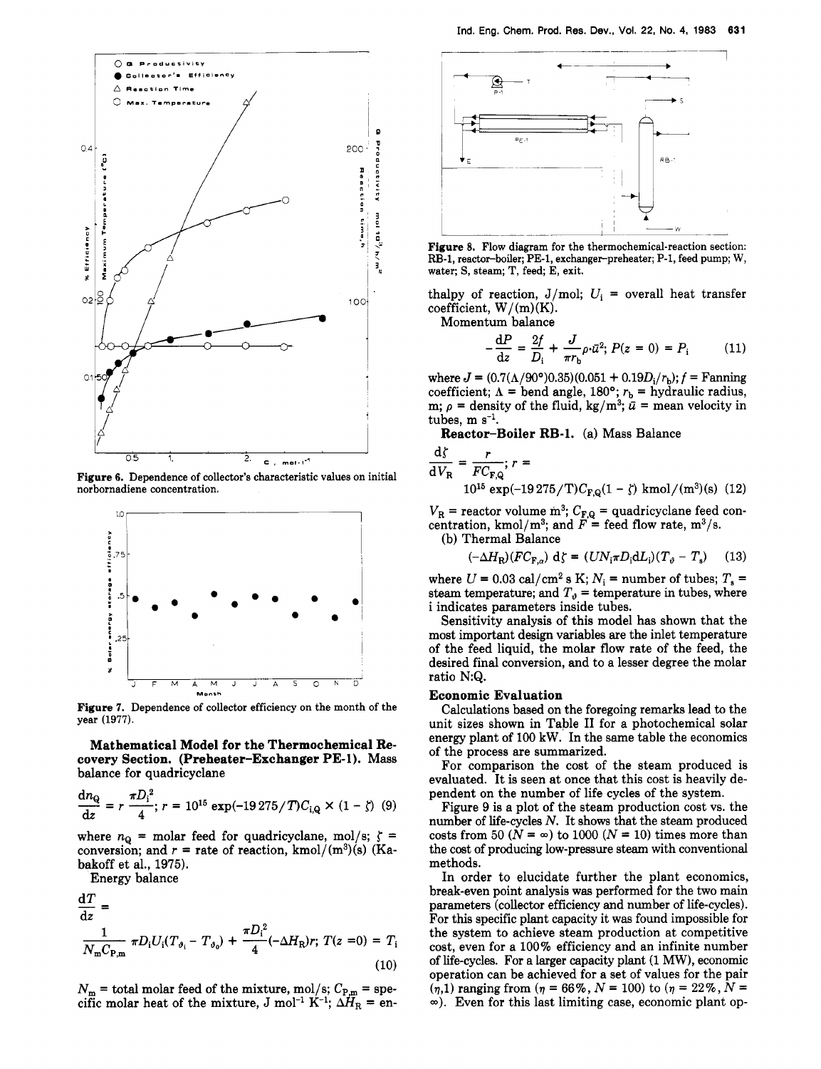Figure 6. Dependence of collector's characteristic values on initial norbornadiene concentration.

Figure 7. Dependence of collector efficiency on the month of the year (1977).

## Mathematical Model for the Thermochemical Recovery Section. (Preheater–Exchanger PE-1).

Mass balance for quadricyclane

$$\frac{dn_Q}{dz} = r\frac{\pi D_i^2}{4};\ r = 10^{15}\exp(-19275/T)C_{i,Q} \times (1 - \zeta) \quad (9)$$

where $n_Q$ = molar feed for quadricyclane, mol/s; $\zeta$ = conversion; and $r$ = rate of reaction, kmol/(m$^3$)(s) (Kabakoff et al., 1975).

Energy balance

$$\frac{dT}{dz} = \frac{1}{N_m C_{P,m}}\pi D_i U_i(T_{\vartheta_i} - T_{\vartheta_0}) + \frac{\pi D_i^2}{4}(-\Delta H_R)r;\ T(z=0) = T_i \quad (10)$$

$N_m$ = total molar feed of the mixture, mol/s; $C_{P,m}$ = specific molar heat of the mixture, J mol$^{-1}$ K$^{-1}$; $\Delta H_R$ = enthalpy of reaction, J/mol; $U_i$ = overall heat transfer coefficient, W/(m)(K).

Momentum balance

$$-\frac{dP}{dz} = \frac{2f}{D_i} + \frac{J}{\pi r_b}\rho \cdot \bar{u}^2;\ P(z=0) = P_i \quad (11)$$

where $J = (0.7(\Lambda/90°)0.35)(0.051 + 0.19D_i/r_b)$; $f$ = Fanning coefficient; $\Lambda$ = bend angle, 180°; $r_b$ = hydraulic radius, m; $\rho$ = density of the fluid, kg/m$^3$; $\bar{u}$ = mean velocity in tubes, m s$^{-1}$.

**Reactor–Boiler RB-1.** (a) Mass Balance

$$\frac{d\zeta}{dV_R} = \frac{r}{FC_{F,Q}};\ r = 10^{15}\exp(-19275/T)C_{F,Q}(1 - \zeta)\ \text{kmol/(m}^3\text{)(s)} \quad (12)$$

$V_R$ = reactor volume m$^3$; $C_{F,Q}$ = quadricyclane feed concentration, kmol/m$^3$; and $F$ = feed flow rate, m$^3$/s.

(b) Thermal Balance

$$(-\Delta H_R)(FC_{F,\alpha})\ d\zeta = (UN_i\pi D_i dL_i)(T_\vartheta - T_s) \quad (13)$$

where $U$ = 0.03 cal/cm$^2$ s K; $N_i$ = number of tubes; $T_s$ = steam temperature; and $T_\vartheta$ = temperature in tubes, where i indicates parameters inside tubes.

Sensitivity analysis of this model has shown that the most important design variables are the inlet temperature of the feed liquid, the molar flow rate of the feed, the desired final conversion, and to a lesser degree the molar ratio N:Q.

Figure 8. Flow diagram for the thermochemical-reaction section: RB-1, reactor–boiler; PE-1, exchanger–preheater; P-1, feed pump; W, water; S, steam; T, feed; E, exit.

## Economic Evaluation

Calculations based on the foregoing remarks lead to the unit sizes shown in Table II for a photochemical solar energy plant of 100 kW. In the same table the economics of the process are summarized.

For comparison the cost of the steam produced is evaluated. It is seen at once that this cost is heavily dependent on the number of life cycles of the system.

Figure 9 is a plot of the steam production cost vs. the number of life-cycles $N$. It shows that the steam produced costs from 50 ($N = \infty$) to 1000 ($N = 10$) times more than the cost of producing low-pressure steam with conventional methods.

In order to elucidate further the plant economics, break-even point analysis was performed for the two main parameters (collector efficiency and number of life-cycles). For this specific plant capacity it was found impossible for the system to achieve steam production at competitive cost, even for a 100% efficiency and an infinite number of life-cycles. For a larger capacity plant (1 MW), economic operation can be achieved for a set of values for the pair ($\eta$,1) ranging from ($\eta$ = 66%, $N$ = 100) to ($\eta$ = 22%, $N$ = $\infty$). Even for this last limiting case, economic plant op-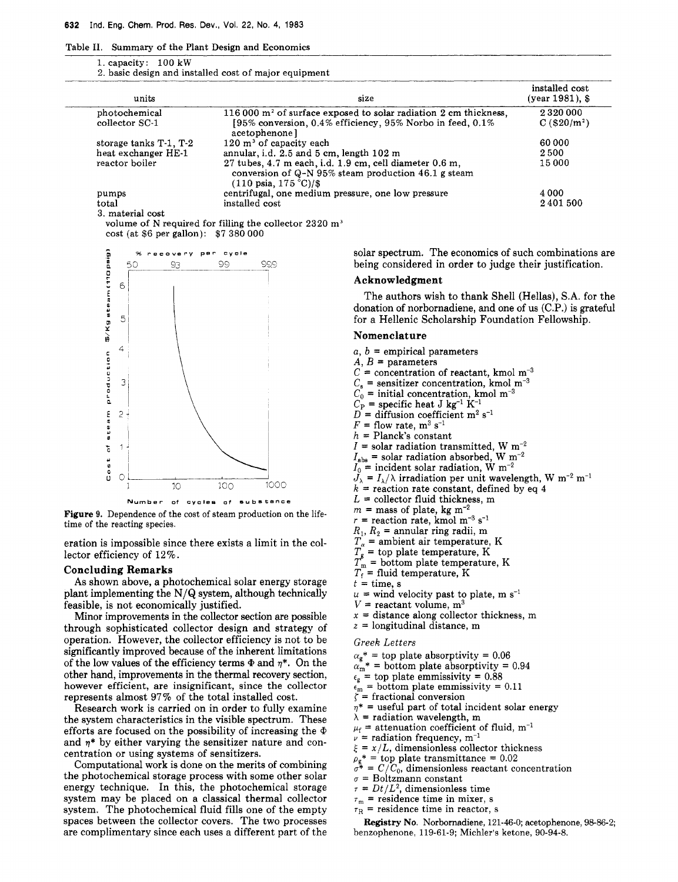Table II. Summary of the Plant Design and Economics

1. capacity: 100 kW
2. basic design and installed cost of major equipment

| units | size | installed cost (year 1981), $ |
|---|---|---|
| photochemical collector SC-1 | 116 000 $m^2$ of surface exposed to solar radiation 2 cm thickness, [95% conversion, 0.4% efficiency, 95% Norbo in feed, 0.1% acetophenone] | 2 320 000 C ($20/$m^2$) |
| storage tanks T-1, T-2 | 120 $m^3$ of capacity each | 60 000 |
| heat exchanger HE-1 | annular, i.d. 2.5 and 5 cm, length 102 m | 2 500 |
| reactor boiler | 27 tubes, 4.7 m each, i.d. 1.9 cm, cell diameter 0.6 m, conversion of Q-N 95% steam production 46.1 g steam (110 psia, 175 °C)/$ | 15 000 |
| pumps | centrifugal, one medium pressure, one low pressure | 4 000 |
| total | installed cost | 2 401 500 |

3. material cost
volume of N required for filling the collector 2320 $m^3$
cost (at $6 per gallon): $7 380 000

Figure 9. Dependence of the cost of steam production on the lifetime of the reacting species.

eration is impossible since there exists a limit in the collector efficiency of 12%.

## Concluding Remarks

As shown above, a photochemical solar energy storage plant implementing the N/Q system, although technically feasible, is not economically justified.

Minor improvements in the collector section are possible through sophisticated collector design and strategy of operation. However, the collector efficiency is not to be significantly improved because of the inherent limitations of the low values of the efficiency terms $\Phi$ and $\eta^*$. On the other hand, improvements in the thermal recovery section, however efficient, are insignificant, since the collector represents almost 97% of the total installed cost.

Research work is carried on in order to fully examine the system characteristics in the visible spectrum. These efforts are focused on the possibility of increasing the $\Phi$ and $\eta^*$ by either varying the sensitizer nature and concentration or using systems of sensitizers.

Computational work is done on the merits of combining the photochemical storage process with some other solar energy technique. In this, the photochemical storage system may be placed on a classical thermal collector system. The photochemical fluid fills one of the empty spaces between the collector covers. The two processes are complimentary since each uses a different part of the solar spectrum. The economics of such combinations are being considered in order to judge their justification.

## Acknowledgment

The authors wish to thank Shell (Hellas), S.A. for the donation of norbornadiene, and one of us (C.P.) is grateful for a Hellenic Scholarship Foundation Fellowship.

## Nomenclature

$a$, $b$ = empirical parameters
$A$, $B$ = parameters
$C$ = concentration of reactant, kmol $m^{-3}$
$C_s$ = sensitizer concentration, kmol $m^{-3}$
$C_0$ = initial concentration, kmol $m^{-3}$
$C_P$ = specific heat J $kg^{-1}$ $K^{-1}$
$D$ = diffusion coefficient $m^2$ $s^{-1}$
$F$ = flow rate, $m^3$ $s^{-1}$
$h$ = Planck's constant
$I$ = solar radiation transmitted, W $m^{-2}$
$I_{abs}$ = solar radiation absorbed, W $m^{-2}$
$I_0$ = incident solar radiation, W $m^{-2}$
$J_\lambda = I_\lambda/\lambda$ irradiation per unit wavelength, W $m^{-2}$ $m^{-1}$
$k$ = reaction rate constant, defined by eq 4
$L$ = collector fluid thickness, m
$m$ = mass of plate, kg $m^{-2}$
$r$ = reaction rate, kmol $m^{-3}$ $s^{-1}$
$R_1$, $R_2$ = annular ring radii, m
$T_\alpha$ = ambient air temperature, K
$T_g$ = top plate temperature, K
$T_m$ = bottom plate temperature, K
$T_f$ = fluid temperature, K
$t$ = time, s
$u$ = wind velocity past to plate, m $s^{-1}$
$V$ = reactant volume, $m^3$
$x$ = distance along collector thickness, m
$z$ = longitudinal distance, m

*Greek Letters*

$\alpha_g^*$ = top plate absorptivity = 0.06
$\alpha_m^*$ = bottom plate absorptivity = 0.94
$\epsilon_g$ = top plate emmissivity = 0.88
$\epsilon_m$ = bottom plate emmissivity = 0.11
$\zeta$ = fractional conversion
$\eta^*$ = useful part of total incident solar energy
$\lambda$ = radiation wavelength, m
$\mu_f$ = attenuation coefficient of fluid, $m^{-1}$
$\nu$ = radiation frequency, $m^{-1}$
$\xi = x/L$, dimensionless collector thickness
$\rho_g^*$ = top plate transmittance = 0.02
$\sigma^* = C/C_0$, dimensionless reactant concentration
$\sigma$ = Boltzmann constant
$\tau = Dt/L^2$, dimensionless time
$\tau_m$ = residence time in mixer, s
$\tau_R$ = residence time in reactor, s

**Registry No.** Norbornadiene, 121-46-0; acetophenone, 98-86-2; benzophenone, 119-61-9; Michler's ketone, 90-94-8.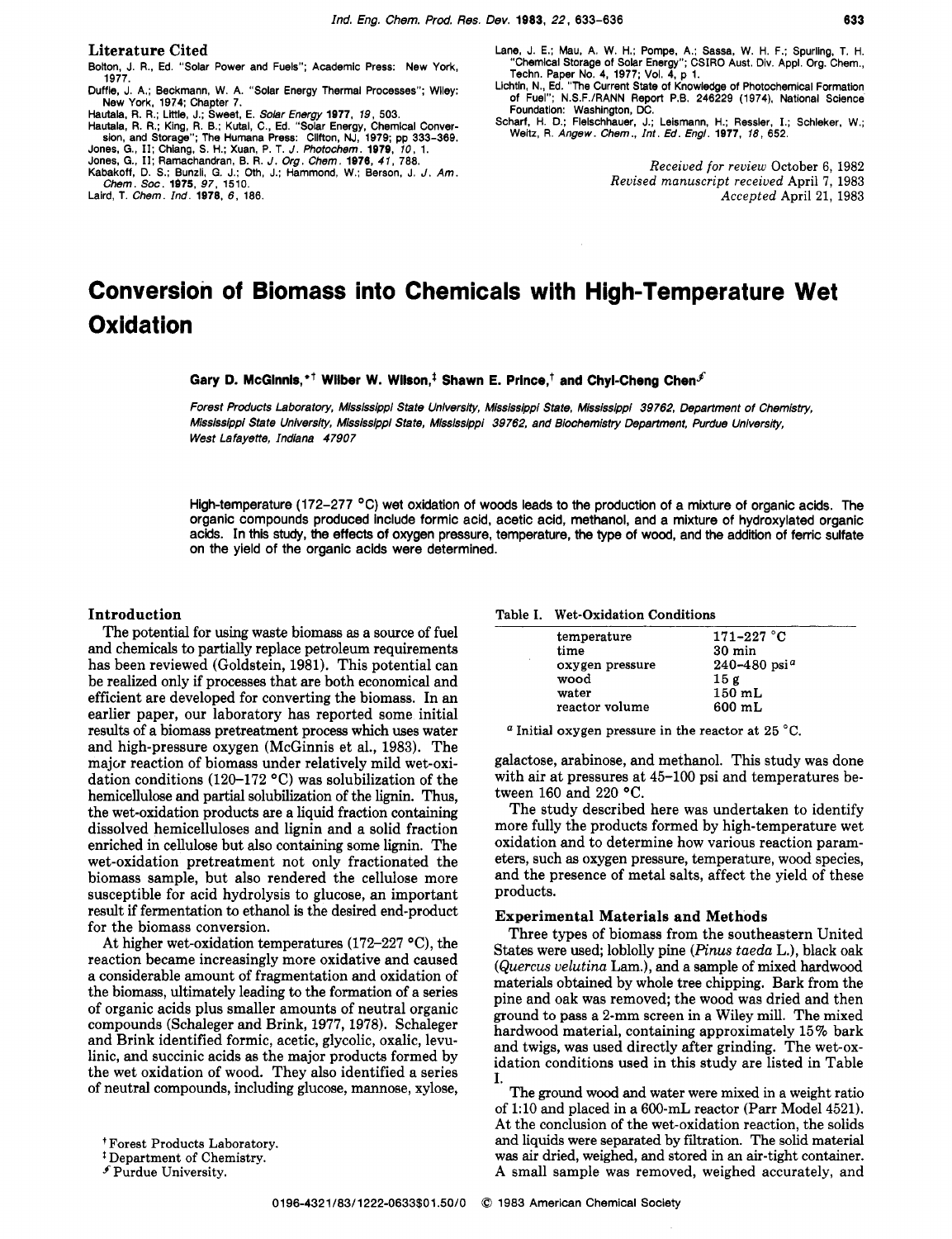## Literature Cited

Bolton, J. R., Ed. "Solar Power and Fuels"; Academic Press: New York, 1977.
Duffie, J. A.; Beckmann, W. A. "Solar Energy Thermal Processes"; Wiley: New York, 1974; Chapter 7.
Hautala, R. R.; Little, J.; Sweet, E. *Solar Energy* **1977**, *19*, 503.
Hautala, R. R.; King, R. B.; Kutal, C., Ed. "Solar Energy, Chemical Conversion, and Storage"; The Humana Press: Clifton, NJ, 1979; pp 333–369.
Jones, G., II; Chiang, S. H.; Xuan, P. T. *J. Photochem.* **1979**, *10*, 1.
Jones, G., II; Ramachandran, B. R. *J. Org. Chem.* **1976**, *41*, 788.
Kabakoff, D. S.; Bunzli, G. J.; Oth, J.; Hammond, W.; Berson, J. *J. Am. Chem. Soc.* **1975**, *97*, 1510.
Laird, T. *Chem. Ind.* **1978**, *6*, 186.
Lane, J. E.; Mau, A. W. H.; Pompe, A.; Sassa, W. H. F.; Spurling, T. H. "Chemical Storage of Solar Energy"; CSIRO Aust. Div. Appl. Org. Chem., Techn. Paper No. 4, 1977; Vol. 4, p 1.
Lichtin, N., Ed. "The Current State of Knowledge of Photochemical Formation of Fuel"; N.S.F./RANN Report P.B. 246229 (1974), National Science Foundation: Washington, DC.
Scharf, H. D.; Fleischhauer, J.; Leismann, H.; Ressler, I.; Schleker, W.; Weitz, R. *Angew. Chem., Int. Ed. Engl.* **1977**, *18*, 652.

*Received for review October 6, 1982*
*Revised manuscript received April 7, 1983*
*Accepted April 21, 1983*

# Conversion of Biomass into Chemicals with High-Temperature Wet Oxidation

**Gary D. McGinnis,\*[†] Wilber W. Wilson,[‡] Shawn E. Prince,[†] and Chyi-Cheng Chen[§]**

*Forest Products Laboratory, Mississippi State University, Mississippi State, Mississippi 39762, Department of Chemistry, Mississippi State University, Mississippi State, Mississippi 39762, and Biochemistry Department, Purdue University, West Lafayette, Indiana 47907*

High-temperature (172–277 °C) wet oxidation of woods leads to the production of a mixture of organic acids. The organic compounds produced include formic acid, acetic acid, methanol, and a mixture of hydroxylated organic acids. In this study, the effects of oxygen pressure, temperature, the type of wood, and the addition of ferric sulfate on the yield of the organic acids were determined.

## Introduction

The potential for using waste biomass as a source of fuel and chemicals to partially replace petroleum requirements has been reviewed (Goldstein, 1981). This potential can be realized only if processes that are both economical and efficient are developed for converting the biomass. In an earlier paper, our laboratory has reported some initial results of a biomass pretreatment process which uses water and high-pressure oxygen (McGinnis et al., 1983). The major reaction of biomass under relatively mild wet-oxidation conditions (120–172 °C) was solubilization of the hemicellulose and partial solubilization of the lignin. Thus, the wet-oxidation products are a liquid fraction containing dissolved hemicelluloses and lignin and a solid fraction enriched in cellulose but also containing some lignin. The wet-oxidation pretreatment not only fractionated the biomass sample, but also rendered the cellulose more susceptible for acid hydrolysis to glucose, an important result if fermentation to ethanol is the desired end-product for the biomass conversion.

At higher wet-oxidation temperatures (172–227 °C), the reaction became increasingly more oxidative and caused a considerable amount of fragmentation and oxidation of the biomass, ultimately leading to the formation of a series of organic acids plus smaller amounts of neutral organic compounds (Schaleger and Brink, 1977, 1978). Schaleger and Brink identified formic, acetic, glycolic, oxalic, levulinic, and succinic acids as the major products formed by the wet oxidation of wood. They also identified a series of neutral compounds, including glucose, mannose, xylose, galactose, arabinose, and methanol. This study was done with air at pressures at 45–100 psi and temperatures between 160 and 220 °C.

The study described here was undertaken to identify more fully the products formed by high-temperature wet oxidation and to determine how various reaction parameters, such as oxygen pressure, temperature, wood species, and the presence of metal salts, affect the yield of these products.

Table I. Wet-Oxidation Conditions

| | |
|---|---|
| temperature | 171–227 °C |
| time | 30 min |
| oxygen pressure | 240–480 psi[a] |
| wood | 15 g |
| water | 150 mL |
| reactor volume | 600 mL |

[a] Initial oxygen pressure in the reactor at 25 °C.

## Experimental Materials and Methods

Three types of biomass from the southeastern United States were used; loblolly pine (*Pinus taeda* L.), black oak (*Quercus velutina* Lam.), and a sample of mixed hardwood materials obtained by whole tree chipping. Bark from the pine and oak was removed; the wood was dried and then ground to pass a 2-mm screen in a Wiley mill. The mixed hardwood material, containing approximately 15% bark and twigs, was used directly after grinding. The wet-oxidation conditions used in this study are listed in Table I.

The ground wood and water were mixed in a weight ratio of 1:10 and placed in a 600-mL reactor (Parr Model 4521). At the conclusion of the wet-oxidation reaction, the solids and liquids were separated by filtration. The solid material was air dried, weighed, and stored in an air-tight container. A small sample was removed, weighed accurately, and

[†] Forest Products Laboratory.
[‡] Department of Chemistry.
[§] Purdue University.

0196-4321/83/1222-0633$01.50/0 © 1983 American Chemical Society